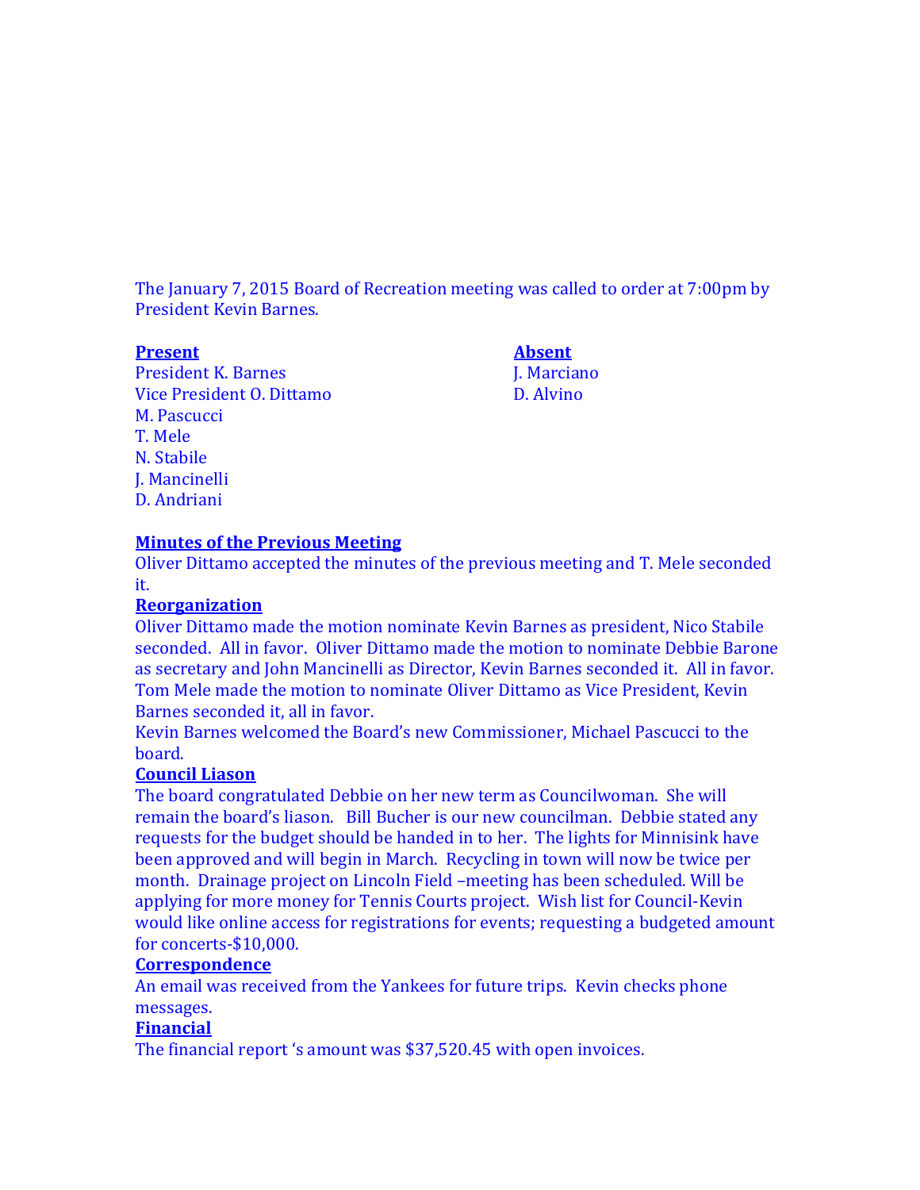The January 7, 2015 Board of Recreation meeting was called to order at 7:00pm by President Kevin Barnes.

| **Present** | **Absent** |
|---|---|
| President K. Barnes | J. Marciano |
| Vice President O. Dittamo | D. Alvino |
| M. Pascucci | |
| T. Mele | |
| N. Stabile | |
| J. Mancinelli | |
| D. Andriani | |

**Minutes of the Previous Meeting**

Oliver Dittamo accepted the minutes of the previous meeting and T. Mele seconded it.

**Reorganization**

Oliver Dittamo made the motion nominate Kevin Barnes as president, Nico Stabile seconded. All in favor. Oliver Dittamo made the motion to nominate Debbie Barone as secretary and John Mancinelli as Director, Kevin Barnes seconded it. All in favor. Tom Mele made the motion to nominate Oliver Dittamo as Vice President, Kevin Barnes seconded it, all in favor.

Kevin Barnes welcomed the Board's new Commissioner, Michael Pascucci to the board.

**Council Liason**

The board congratulated Debbie on her new term as Councilwoman. She will remain the board's liason. Bill Bucher is our new councilman. Debbie stated any requests for the budget should be handed in to her. The lights for Minnisink have been approved and will begin in March. Recycling in town will now be twice per month. Drainage project on Lincoln Field –meeting has been scheduled. Will be applying for more money for Tennis Courts project. Wish list for Council-Kevin would like online access for registrations for events; requesting a budgeted amount for concerts-$10,000.

**Correspondence**

An email was received from the Yankees for future trips. Kevin checks phone messages.

**Financial**

The financial report 's amount was $37,520.45 with open invoices.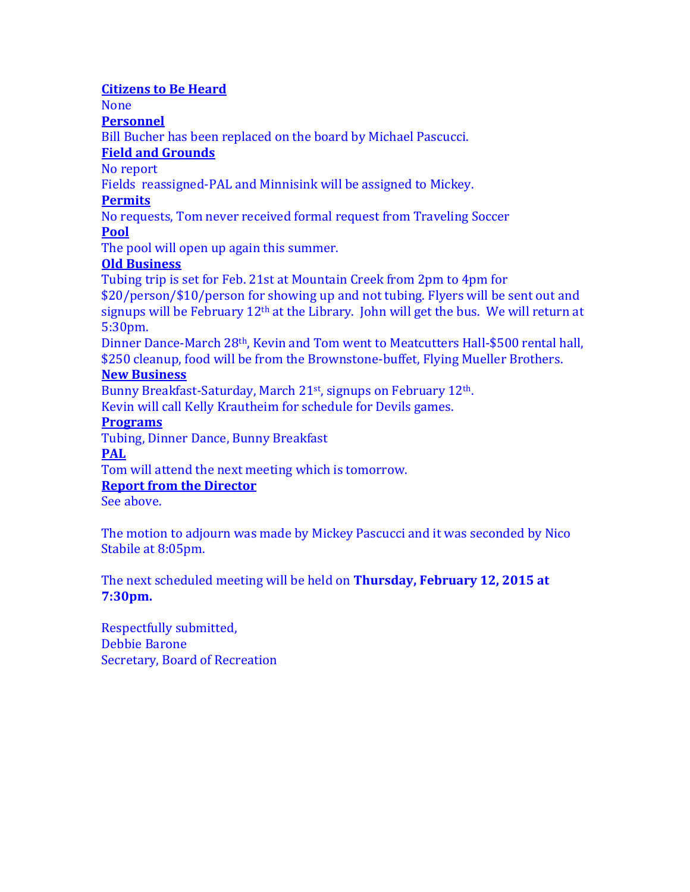**Citizens to Be Heard**

None

**Personnel**

Bill Bucher has been replaced on the board by Michael Pascucci.

**Field and Grounds**

No report

Fields reassigned-PAL and Minnisink will be assigned to Mickey.

**Permits**

No requests, Tom never received formal request from Traveling Soccer

**Pool**

The pool will open up again this summer.

**Old Business**

Tubing trip is set for Feb. 21st at Mountain Creek from 2pm to 4pm for $20/person/$10/person for showing up and not tubing. Flyers will be sent out and signups will be February 12th at the Library. John will get the bus. We will return at 5:30pm.

Dinner Dance-March 28th, Kevin and Tom went to Meatcutters Hall-$500 rental hall, $250 cleanup, food will be from the Brownstone-buffet, Flying Mueller Brothers.

**New Business**

Bunny Breakfast-Saturday, March 21st, signups on February 12th.

Kevin will call Kelly Krautheim for schedule for Devils games.

**Programs**

Tubing, Dinner Dance, Bunny Breakfast

**PAL**

Tom will attend the next meeting which is tomorrow.

**Report from the Director**

See above.

The motion to adjourn was made by Mickey Pascucci and it was seconded by Nico Stabile at 8:05pm.

The next scheduled meeting will be held on **Thursday, February 12, 2015 at 7:30pm.**

Respectfully submitted,
Debbie Barone
Secretary, Board of Recreation